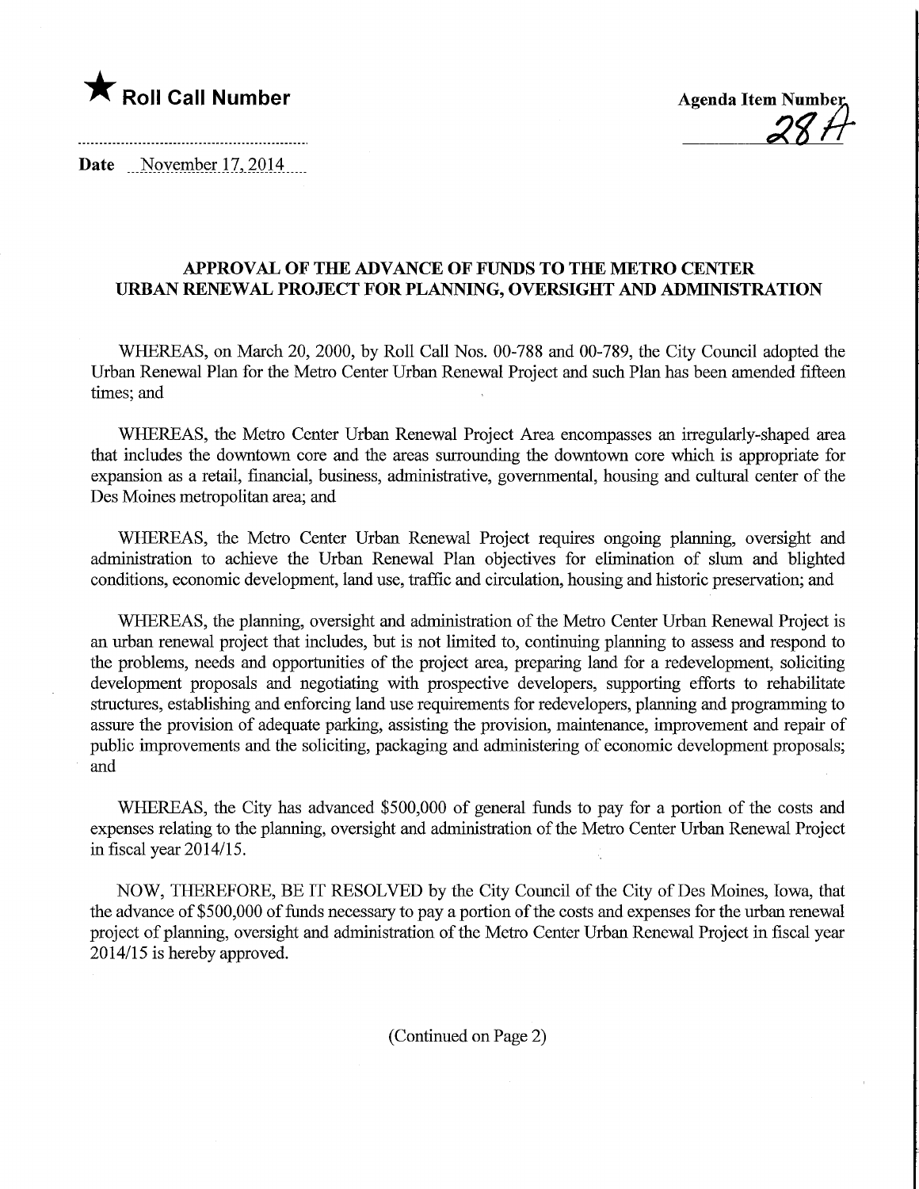★ **Roll Call Number**

**Agenda Item Number** 28 A

**Date** November 17, 2014

## APPROVAL OF THE ADVANCE OF FUNDS TO THE METRO CENTER URBAN RENEWAL PROJECT FOR PLANNING, OVERSIGHT AND ADMINISTRATION

WHEREAS, on March 20, 2000, by Roll Call Nos. 00-788 and 00-789, the City Council adopted the Urban Renewal Plan for the Metro Center Urban Renewal Project and such Plan has been amended fifteen times; and

WHEREAS, the Metro Center Urban Renewal Project Area encompasses an irregularly-shaped area that includes the downtown core and the areas surrounding the downtown core which is appropriate for expansion as a retail, financial, business, administrative, governmental, housing and cultural center of the Des Moines metropolitan area; and

WHEREAS, the Metro Center Urban Renewal Project requires ongoing planning, oversight and administration to achieve the Urban Renewal Plan objectives for elimination of slum and blighted conditions, economic development, land use, traffic and circulation, housing and historic preservation; and

WHEREAS, the planning, oversight and administration of the Metro Center Urban Renewal Project is an urban renewal project that includes, but is not limited to, continuing planning to assess and respond to the problems, needs and opportunities of the project area, preparing land for a redevelopment, soliciting development proposals and negotiating with prospective developers, supporting efforts to rehabilitate structures, establishing and enforcing land use requirements for redevelopers, planning and programming to assure the provision of adequate parking, assisting the provision, maintenance, improvement and repair of public improvements and the soliciting, packaging and administering of economic development proposals; and

WHEREAS, the City has advanced $500,000 of general funds to pay for a portion of the costs and expenses relating to the planning, oversight and administration of the Metro Center Urban Renewal Project in fiscal year 2014/15.

NOW, THEREFORE, BE IT RESOLVED by the City Council of the City of Des Moines, Iowa, that the advance of $500,000 of funds necessary to pay a portion of the costs and expenses for the urban renewal project of planning, oversight and administration of the Metro Center Urban Renewal Project in fiscal year 2014/15 is hereby approved.

(Continued on Page 2)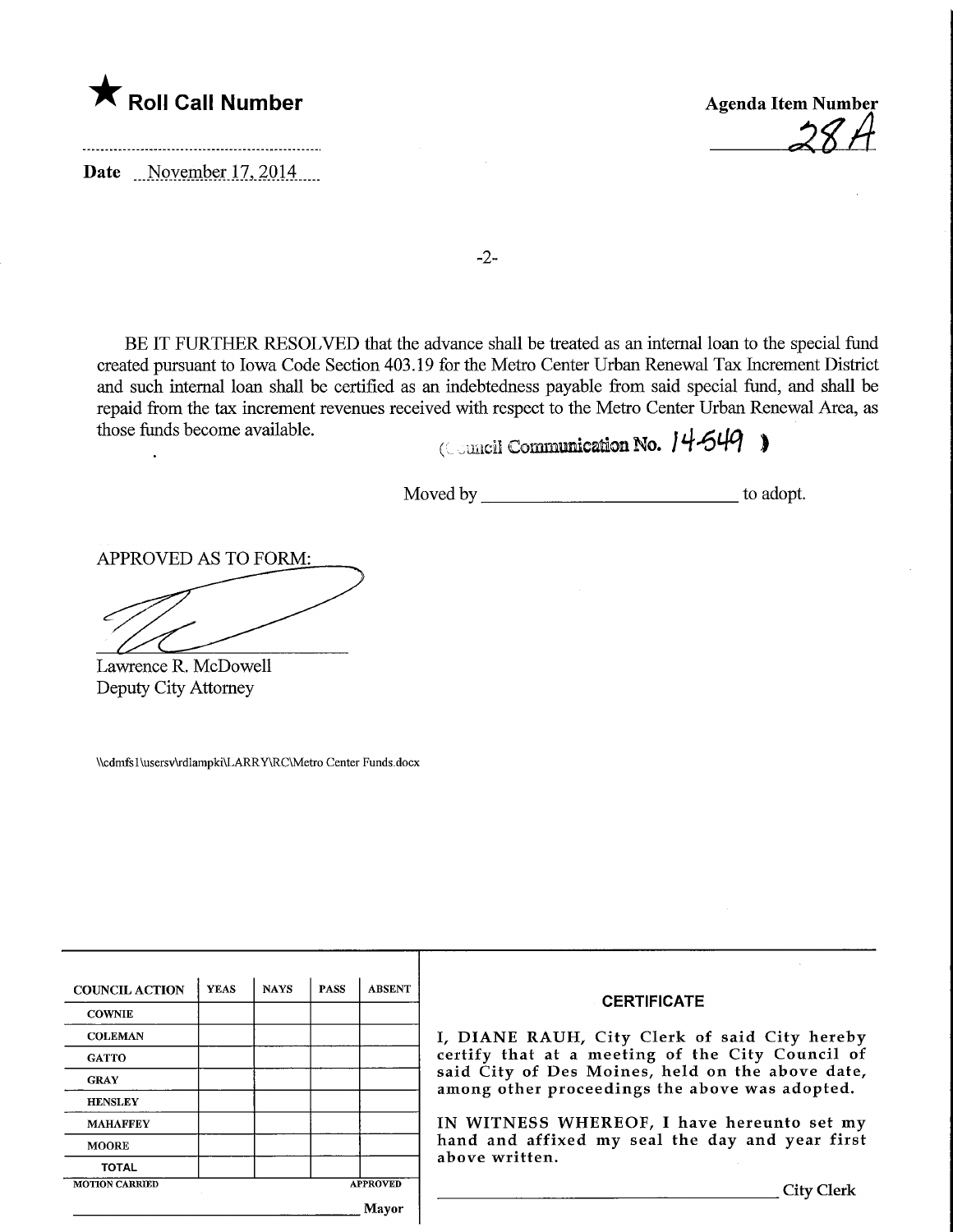★ **Roll Call Number**

Date November 17, 2014

Agenda Item Number 28A

BE IT FURTHER RESOLVED that the advance shall be treated as an internal loan to the special fund created pursuant to Iowa Code Section 403.19 for the Metro Center Urban Renewal Tax Increment District and such internal loan shall be certified as an indebtedness payable from said special fund, and shall be repaid from the tax increment revenues received with respect to the Metro Center Urban Renewal Area, as those funds become available.

(Council Communication No. 14-549)

Moved by ____________________ to adopt.

APPROVED AS TO FORM:

Lawrence R. McDowell
Deputy City Attorney

\\cdmfs1\usersv\rdlampki\LARRY\RC\Metro Center Funds.docx

| COUNCIL ACTION | YEAS | NAYS | PASS | ABSENT |
|---|---|---|---|---|
| COWNIE | | | | |
| COLEMAN | | | | |
| GATTO | | | | |
| GRAY | | | | |
| HENSLEY | | | | |
| MAHAFFEY | | | | |
| MOORE | | | | |
| TOTAL | | | | |

MOTION CARRIED APPROVED

____________________ Mayor

**CERTIFICATE**

I, DIANE RAUH, City Clerk of said City hereby certify that at a meeting of the City Council of said City of Des Moines, held on the above date, among other proceedings the above was adopted.

IN WITNESS WHEREOF, I have hereunto set my hand and affixed my seal the day and year first above written.

____________________ City Clerk